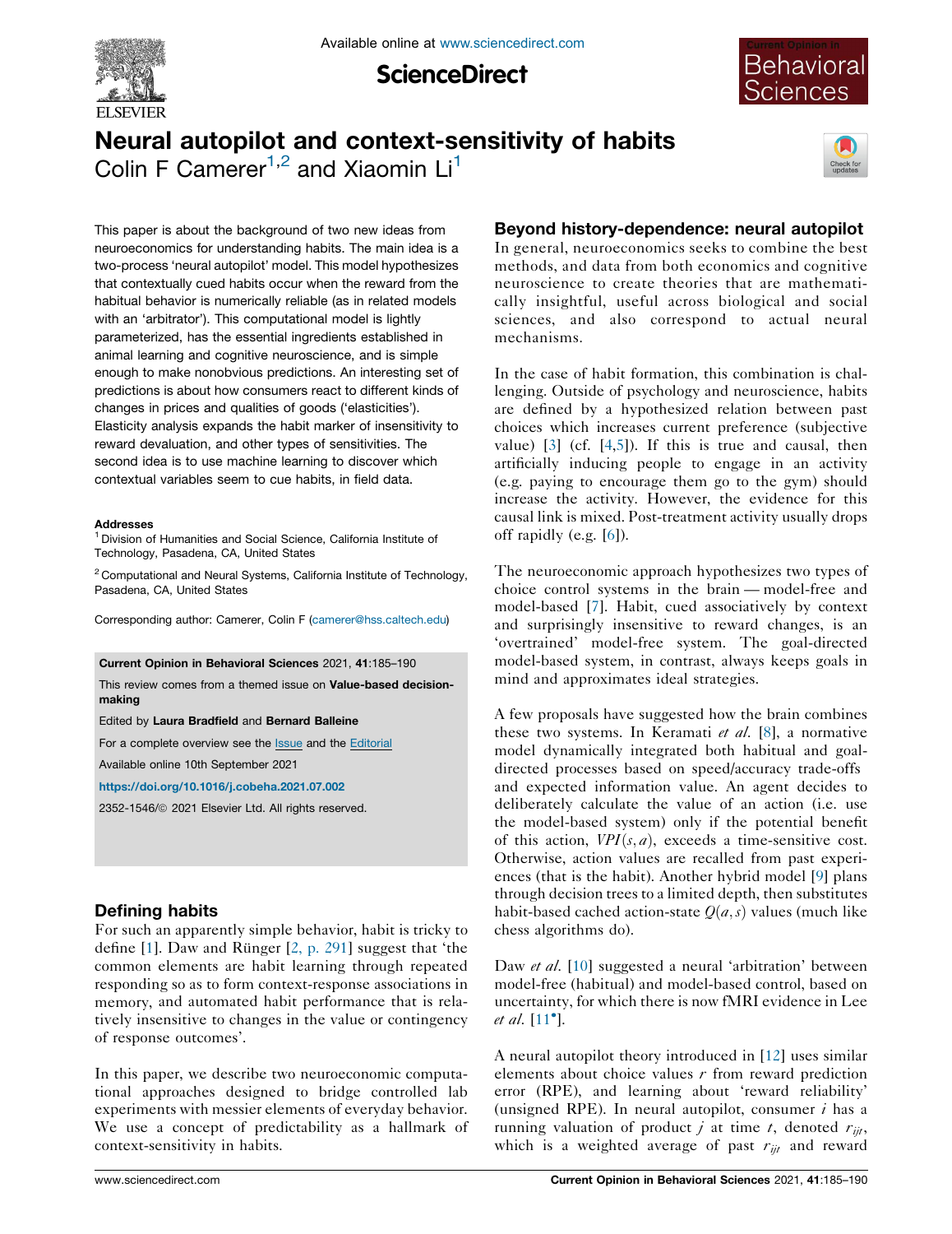# Neural autopilot and context-sensitivity of habits

Colin F Camerer[1,2] and Xiaomin Li[1]

This paper is about the background of two new ideas from neuroeconomics for understanding habits. The main idea is a two-process 'neural autopilot' model. This model hypothesizes that contextually cued habits occur when the reward from the habitual behavior is numerically reliable (as in related models with an 'arbitrator'). This computational model is lightly parameterized, has the essential ingredients established in animal learning and cognitive neuroscience, and is simple enough to make nonobvious predictions. An interesting set of predictions is about how consumers react to different kinds of changes in prices and qualities of goods ('elasticities'). Elasticity analysis expands the habit marker of insensitivity to reward devaluation, and other types of sensitivities. The second idea is to use machine learning to discover which contextual variables seem to cue habits, in field data.

**Addresses**

[1] Division of Humanities and Social Science, California Institute of Technology, Pasadena, CA, United States

[2] Computational and Neural Systems, California Institute of Technology, Pasadena, CA, United States

Corresponding author: Camerer, Colin F (camerer@hss.caltech.edu)

**Current Opinion in Behavioral Sciences** 2021, **41**:185–190

This review comes from a themed issue on **Value-based decision-making**

Edited by **Laura Bradfield** and **Bernard Balleine**

For a complete overview see the Issue and the Editorial

Available online 10th September 2021

**https://doi.org/10.1016/j.cobeha.2021.07.002**

2352-1546/© 2021 Elsevier Ltd. All rights reserved.

## Defining habits

For such an apparently simple behavior, habit is tricky to define [1]. Daw and Rünger [2, p. 291] suggest that 'the common elements are habit learning through repeated responding so as to form context-response associations in memory, and automated habit performance that is relatively insensitive to changes in the value or contingency of response outcomes'.

In this paper, we describe two neuroeconomic computational approaches designed to bridge controlled lab experiments with messier elements of everyday behavior. We use a concept of predictability as a hallmark of context-sensitivity in habits.

## Beyond history-dependence: neural autopilot

In general, neuroeconomics seeks to combine the best methods, and data from both economics and cognitive neuroscience to create theories that are mathematically insightful, useful across biological and social sciences, and also correspond to actual neural mechanisms.

In the case of habit formation, this combination is challenging. Outside of psychology and neuroscience, habits are defined by a hypothesized relation between past choices which increases current preference (subjective value) [3] (cf. [4,5]). If this is true and causal, then artificially inducing people to engage in an activity (e.g. paying to encourage them go to the gym) should increase the activity. However, the evidence for this causal link is mixed. Post-treatment activity usually drops off rapidly (e.g. [6]).

The neuroeconomic approach hypothesizes two types of choice control systems in the brain — model-free and model-based [7]. Habit, cued associatively by context and surprisingly insensitive to reward changes, is an 'overtrained' model-free system. The goal-directed model-based system, in contrast, always keeps goals in mind and approximates ideal strategies.

A few proposals have suggested how the brain combines these two systems. In Keramati *et al.* [8], a normative model dynamically integrated both habitual and goal-directed processes based on speed/accuracy trade-offs and expected information value. An agent decides to deliberately calculate the value of an action (i.e. use the model-based system) only if the potential benefit of this action, $VPI(s, a)$, exceeds a time-sensitive cost. Otherwise, action values are recalled from past experiences (that is the habit). Another hybrid model [9] plans through decision trees to a limited depth, then substitutes habit-based cached action-state $Q(a, s)$ values (much like chess algorithms do).

Daw *et al.* [10] suggested a neural 'arbitration' between model-free (habitual) and model-based control, based on uncertainty, for which there is now fMRI evidence in Lee *et al.* [11•].

A neural autopilot theory introduced in [12] uses similar elements about choice values $r$ from reward prediction error (RPE), and learning about 'reward reliability' (unsigned RPE). In neural autopilot, consumer $i$ has a running valuation of product $j$ at time $t$, denoted $r_{ijt}$, which is a weighted average of past $r_{ijt}$ and reward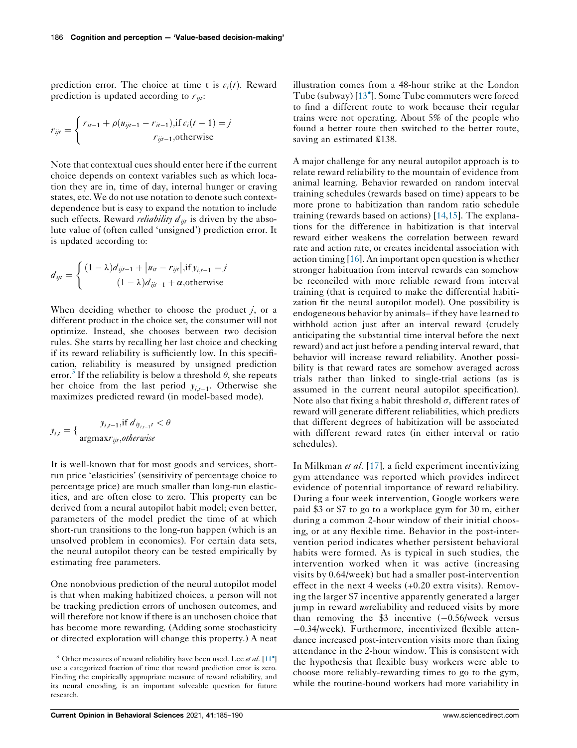prediction error. The choice at time t is $c_i(t)$. Reward prediction is updated according to $r_{ijt}$:

$$r_{ijt} = \begin{cases} r_{it-1} + \rho(u_{ijt-1} - r_{it-1}), \text{if } c_i(t-1) = j \\ r_{ijt-1}, \text{otherwise} \end{cases}$$

Note that contextual cues should enter here if the current choice depends on context variables such as which location they are in, time of day, internal hunger or craving states, etc. We do not use notation to denote such context-dependence but is easy to expand the notation to include such effects. Reward *reliability* $d_{ijt}$ is driven by the absolute value of (often called 'unsigned') prediction error. It is updated according to:

$$d_{ijt} = \begin{cases} (1-\lambda)d_{ijt-1} + |u_{it} - r_{ijt}|, \text{if } y_{i,t-1} = j \\ (1-\lambda)d_{ijt-1} + \alpha, \text{otherwise} \end{cases}$$

When deciding whether to choose the product $j$, or a different product in the choice set, the consumer will not optimize. Instead, she chooses between two decision rules. She starts by recalling her last choice and checking if its reward reliability is sufficiently low. In this specification, reliability is measured by unsigned prediction error.[3] If the reliability is below a threshold $\theta$, she repeats her choice from the last period $y_{i,t-1}$. Otherwise she maximizes predicted reward (in model-based mode).

$$y_{i,t} = \begin{cases} y_{i,t-1}, \text{if } d_{iy_{i,t-1}t} < \theta \\ \text{argmax} r_{ijt}, \textit{otherwise} \end{cases}$$

It is well-known that for most goods and services, short-run price 'elasticities' (sensitivity of percentage choice to percentage price) are much smaller than long-run elasticities, and are often close to zero. This property can be derived from a neural autopilot habit model; even better, parameters of the model predict the time of at which short-run transitions to the long-run happen (which is an unsolved problem in economics). For certain data sets, the neural autopilot theory can be tested empirically by estimating free parameters.

One nonobvious prediction of the neural autopilot model is that when making habitized choices, a person will not be tracking prediction errors of unchosen outcomes, and will therefore not know if there is an unchosen choice that has become more rewarding. (Adding some stochasticity or directed exploration will change this property.) A neat illustration comes from a 48-hour strike at the London Tube (subway) [13•]. Some Tube commuters were forced to find a different route to work because their regular trains were not operating. About 5% of the people who found a better route then switched to the better route, saving an estimated £138.

A major challenge for any neural autopilot approach is to relate reward reliability to the mountain of evidence from animal learning. Behavior rewarded on random interval training schedules (rewards based on time) appears to be more prone to habitization than random ratio schedule training (rewards based on actions) [14,15]. The explanations for the difference in habitization is that interval reward either weakens the correlation between reward rate and action rate, or creates incidental association with action timing [16]. An important open question is whether stronger habituation from interval rewards can somehow be reconciled with more reliable reward from interval training (that is required to make the differential habitization fit the neural autopilot model). One possibility is endogeneous behavior by animals– if they have learned to withhold action just after an interval reward (crudely anticipating the substantial time interval before the next reward) and act just before a pending interval reward, that behavior will increase reward reliability. Another possibility is that reward rates are somehow averaged across trials rather than linked to single-trial actions (as is assumed in the current neural autopilot specification). Note also that fixing a habit threshold $\sigma$, different rates of reward will generate different reliabilities, which predicts that different degrees of habitization will be associated with different reward rates (in either interval or ratio schedules).

In Milkman *et al.* [17], a field experiment incentivizing gym attendance was reported which provides indirect evidence of potential importance of reward reliability. During a four week intervention, Google workers were paid \$3 or \$7 to go to a workplace gym for 30 m, either during a common 2-hour window of their initial choosing, or at any flexible time. Behavior in the post-intervention period indicates whether persistent behavioral habits were formed. As is typical in such studies, the intervention worked when it was active (increasing visits by 0.64/week) but had a smaller post-intervention effect in the next 4 weeks (+0.20 extra visits). Removing the larger \$7 incentive apparently generated a larger jump in reward *un*reliability and reduced visits by more than removing the \$3 incentive (−0.56/week versus −0.34/week). Furthermore, incentivized flexible attendance increased post-intervention visits more than fixing attendance in the 2-hour window. This is consistent with the hypothesis that flexible busy workers were able to choose more reliably-rewarding times to go to the gym, while the routine-bound workers had more variability in

[3] Other measures of reward reliability have been used. Lee *et al.* [11•] use a categorized fraction of time that reward prediction error is zero. Finding the empirically appropriate measure of reward reliability, and its neural encoding, is an important solveable question for future research.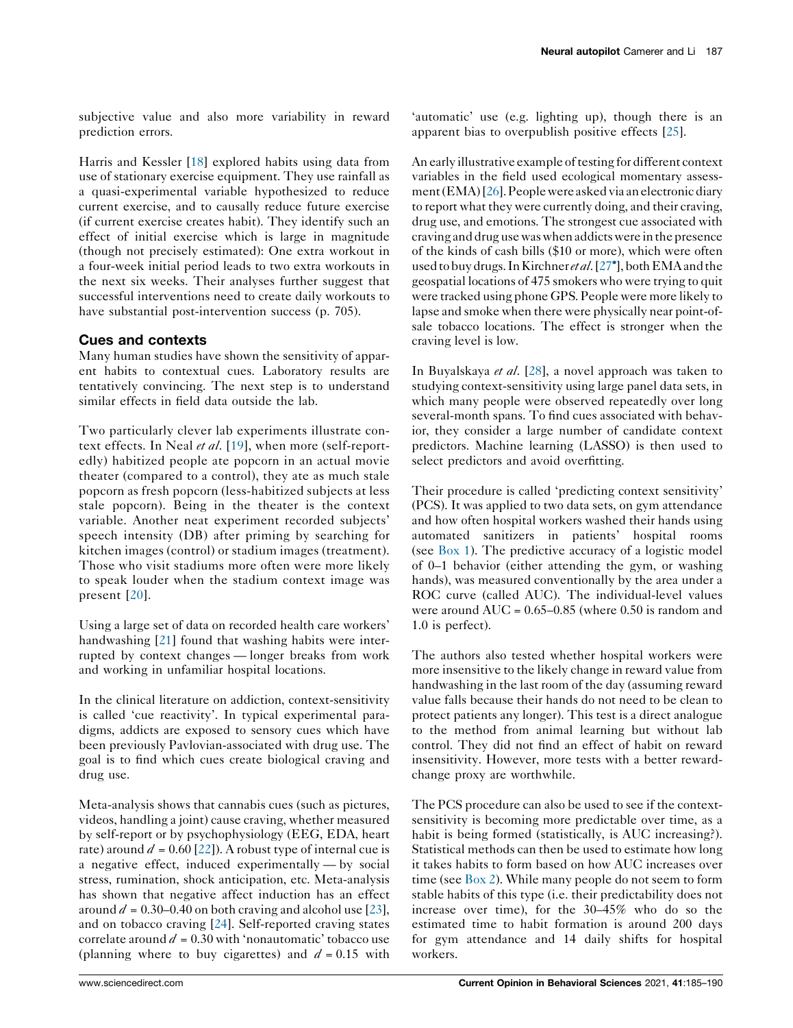subjective value and also more variability in reward prediction errors.

Harris and Kessler [18] explored habits using data from use of stationary exercise equipment. They use rainfall as a quasi-experimental variable hypothesized to reduce current exercise, and to causally reduce future exercise (if current exercise creates habit). They identify such an effect of initial exercise which is large in magnitude (though not precisely estimated): One extra workout in a four-week initial period leads to two extra workouts in the next six weeks. Their analyses further suggest that successful interventions need to create daily workouts to have substantial post-intervention success (p. 705).

## Cues and contexts

Many human studies have shown the sensitivity of apparent habits to contextual cues. Laboratory results are tentatively convincing. The next step is to understand similar effects in field data outside the lab.

Two particularly clever lab experiments illustrate context effects. In Neal *et al.* [19], when more (self-reportedly) habitized people ate popcorn in an actual movie theater (compared to a control), they ate as much stale popcorn as fresh popcorn (less-habitized subjects at less stale popcorn). Being in the theater is the context variable. Another neat experiment recorded subjects' speech intensity (DB) after priming by searching for kitchen images (control) or stadium images (treatment). Those who visit stadiums more often were more likely to speak louder when the stadium context image was present [20].

Using a large set of data on recorded health care workers' handwashing [21] found that washing habits were interrupted by context changes — longer breaks from work and working in unfamiliar hospital locations.

In the clinical literature on addiction, context-sensitivity is called 'cue reactivity'. In typical experimental paradigms, addicts are exposed to sensory cues which have been previously Pavlovian-associated with drug use. The goal is to find which cues create biological craving and drug use.

Meta-analysis shows that cannabis cues (such as pictures, videos, handling a joint) cause craving, whether measured by self-report or by psychophysiology (EEG, EDA, heart rate) around $d = 0.60$ [22]). A robust type of internal cue is a negative effect, induced experimentally — by social stress, rumination, shock anticipation, etc. Meta-analysis has shown that negative affect induction has an effect around $d = 0.30$–$0.40$ on both craving and alcohol use [23], and on tobacco craving [24]. Self-reported craving states correlate around $d = 0.30$ with 'nonautomatic' tobacco use (planning where to buy cigarettes) and $d = 0.15$ with 'automatic' use (e.g. lighting up), though there is an apparent bias to overpublish positive effects [25].

An early illustrative example of testing for different context variables in the field used ecological momentary assessment (EMA) [26]. People were asked via an electronic diary to report what they were currently doing, and their craving, drug use, and emotions. The strongest cue associated with craving and drug use was when addicts were in the presence of the kinds of cash bills ($10 or more), which were often used to buy drugs. In Kirchner *et al.* [27•], both EMA and the geospatial locations of 475 smokers who were trying to quit were tracked using phone GPS. People were more likely to lapse and smoke when there were physically near point-of-sale tobacco locations. The effect is stronger when the craving level is low.

In Buyalskaya *et al.* [28], a novel approach was taken to studying context-sensitivity using large panel data sets, in which many people were observed repeatedly over long several-month spans. To find cues associated with behavior, they consider a large number of candidate context predictors. Machine learning (LASSO) is then used to select predictors and avoid overfitting.

Their procedure is called 'predicting context sensitivity' (PCS). It was applied to two data sets, on gym attendance and how often hospital workers washed their hands using automated sanitizers in patients' hospital rooms (see Box 1). The predictive accuracy of a logistic model of 0–1 behavior (either attending the gym, or washing hands), was measured conventionally by the area under a ROC curve (called AUC). The individual-level values were around AUC = 0.65–0.85 (where 0.50 is random and 1.0 is perfect).

The authors also tested whether hospital workers were more insensitive to the likely change in reward value from handwashing in the last room of the day (assuming reward value falls because their hands do not need to be clean to protect patients any longer). This test is a direct analogue to the method from animal learning but without lab control. They did not find an effect of habit on reward insensitivity. However, more tests with a better reward-change proxy are worthwhile.

The PCS procedure can also be used to see if the context-sensitivity is becoming more predictable over time, as a habit is being formed (statistically, is AUC increasing?). Statistical methods can then be used to estimate how long it takes habits to form based on how AUC increases over time (see Box 2). While many people do not seem to form stable habits of this type (i.e. their predictability does not increase over time), for the 30–45% who do so the estimated time to habit formation is around 200 days for gym attendance and 14 daily shifts for hospital workers.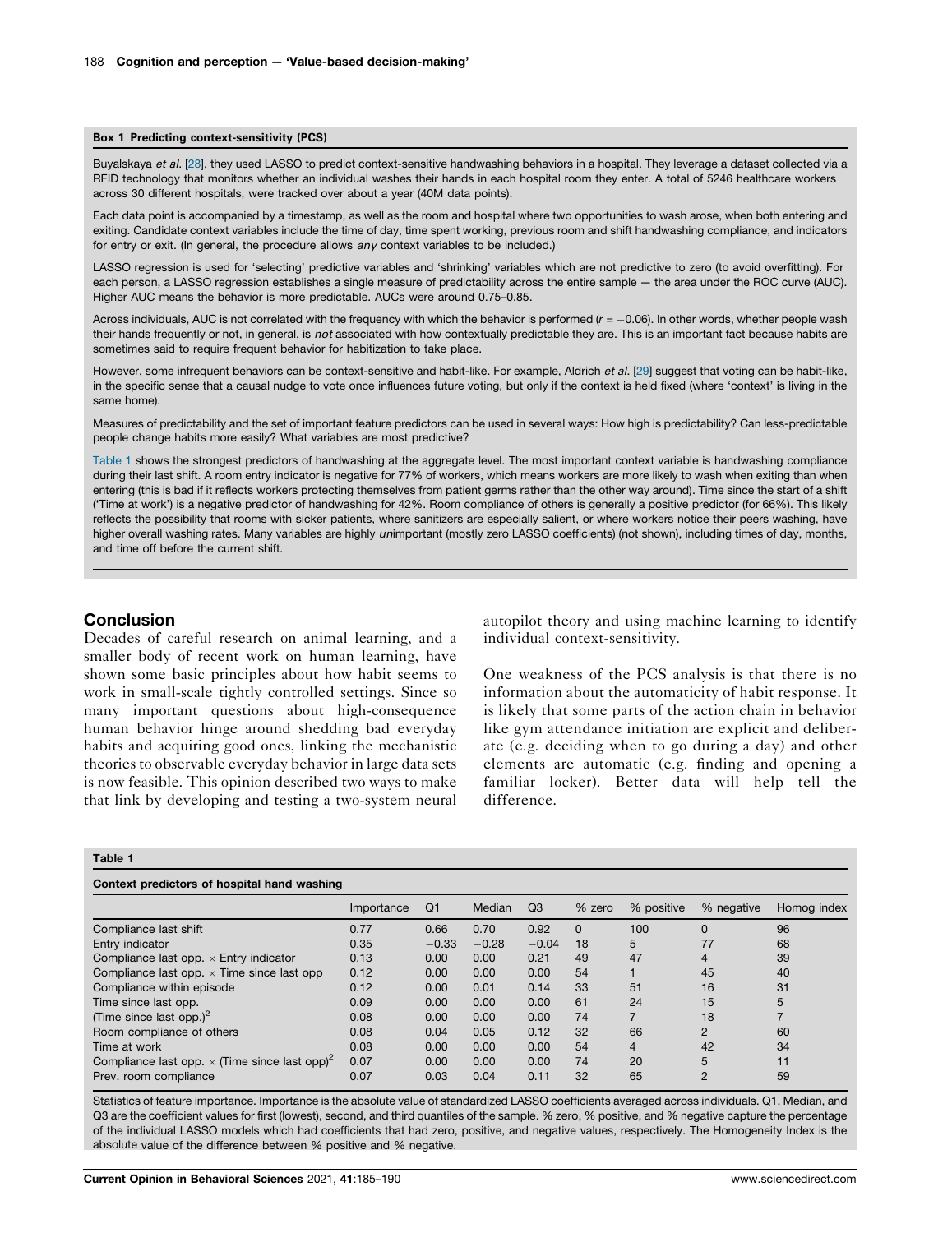**Box 1 Predicting context-sensitivity (PCS)**

Buyalskaya *et al.* [28], they used LASSO to predict context-sensitive handwashing behaviors in a hospital. They leverage a dataset collected via a RFID technology that monitors whether an individual washes their hands in each hospital room they enter. A total of 5246 healthcare workers across 30 different hospitals, were tracked over about a year (40M data points).

Each data point is accompanied by a timestamp, as well as the room and hospital where two opportunities to wash arose, when both entering and exiting. Candidate context variables include the time of day, time spent working, previous room and shift handwashing compliance, and indicators for entry or exit. (In general, the procedure allows *any* context variables to be included.)

LASSO regression is used for 'selecting' predictive variables and 'shrinking' variables which are not predictive to zero (to avoid overfitting). For each person, a LASSO regression establishes a single measure of predictability across the entire sample — the area under the ROC curve (AUC). Higher AUC means the behavior is more predictable. AUCs were around 0.75–0.85.

Across individuals, AUC is not correlated with the frequency with which the behavior is performed ($r = -0.06$). In other words, whether people wash their hands frequently or not, in general, is *not* associated with how contextually predictable they are. This is an important fact because habits are sometimes said to require frequent behavior for habitization to take place.

However, some infrequent behaviors can be context-sensitive and habit-like. For example, Aldrich *et al.* [29] suggest that voting can be habit-like, in the specific sense that a causal nudge to vote once influences future voting, but only if the context is held fixed (where 'context' is living in the same home).

Measures of predictability and the set of important feature predictors can be used in several ways: How high is predictability? Can less-predictable people change habits more easily? What variables are most predictive?

Table 1 shows the strongest predictors of handwashing at the aggregate level. The most important context variable is handwashing compliance during their last shift. A room entry indicator is negative for 77% of workers, which means workers are more likely to wash when exiting than when entering (this is bad if it reflects workers protecting themselves from patient germs rather than the other way around). Time since the start of a shift ('Time at work') is a negative predictor of handwashing for 42%. Room compliance of others is generally a positive predictor (for 66%). This likely reflects the possibility that rooms with sicker patients, where sanitizers are especially salient, or where workers notice their peers washing, have higher overall washing rates. Many variables are highly *un*important (mostly zero LASSO coefficients) (not shown), including times of day, months, and time off before the current shift.

## Conclusion

Decades of careful research on animal learning, and a smaller body of recent work on human learning, have shown some basic principles about how habit seems to work in small-scale tightly controlled settings. Since so many important questions about high-consequence human behavior hinge around shedding bad everyday habits and acquiring good ones, linking the mechanistic theories to observable everyday behavior in large data sets is now feasible. This opinion described two ways to make that link by developing and testing a two-system neural autopilot theory and using machine learning to identify individual context-sensitivity.

One weakness of the PCS analysis is that there is no information about the automaticity of habit response. It is likely that some parts of the action chain in behavior like gym attendance initiation are explicit and deliberate (e.g. deciding when to go during a day) and other elements are automatic (e.g. finding and opening a familiar locker). Better data will help tell the difference.

**Table 1**

**Context predictors of hospital hand washing**

| | Importance | Q1 | Median | Q3 | % zero | % positive | % negative | Homog index |
|---|---|---|---|---|---|---|---|---|
| Compliance last shift | 0.77 | 0.66 | 0.70 | 0.92 | 0 | 100 | 0 | 96 |
| Entry indicator | 0.35 | −0.33 | −0.28 | −0.04 | 18 | 5 | 77 | 68 |
| Compliance last opp. × Entry indicator | 0.13 | 0.00 | 0.00 | 0.21 | 49 | 47 | 4 | 39 |
| Compliance last opp. × Time since last opp | 0.12 | 0.00 | 0.00 | 0.00 | 54 | 1 | 45 | 40 |
| Compliance within episode | 0.12 | 0.00 | 0.01 | 0.14 | 33 | 51 | 16 | 31 |
| Time since last opp. | 0.09 | 0.00 | 0.00 | 0.00 | 61 | 24 | 15 | 5 |
| (Time since last opp.)$^2$ | 0.08 | 0.00 | 0.00 | 0.00 | 74 | 7 | 18 | 7 |
| Room compliance of others | 0.08 | 0.04 | 0.05 | 0.12 | 32 | 66 | 2 | 60 |
| Time at work | 0.08 | 0.00 | 0.00 | 0.00 | 54 | 4 | 42 | 34 |
| Compliance last opp. × (Time since last opp)$^2$ | 0.07 | 0.00 | 0.00 | 0.00 | 74 | 20 | 5 | 11 |
| Prev. room compliance | 0.07 | 0.03 | 0.04 | 0.11 | 32 | 65 | 2 | 59 |

Statistics of feature importance. Importance is the absolute value of standardized LASSO coefficients averaged across individuals. Q1, Median, and Q3 are the coefficient values for first (lowest), second, and third quantiles of the sample. % zero, % positive, and % negative capture the percentage of the individual LASSO models which had coefficients that had zero, positive, and negative values, respectively. The Homogeneity Index is the absolute value of the difference between % positive and % negative.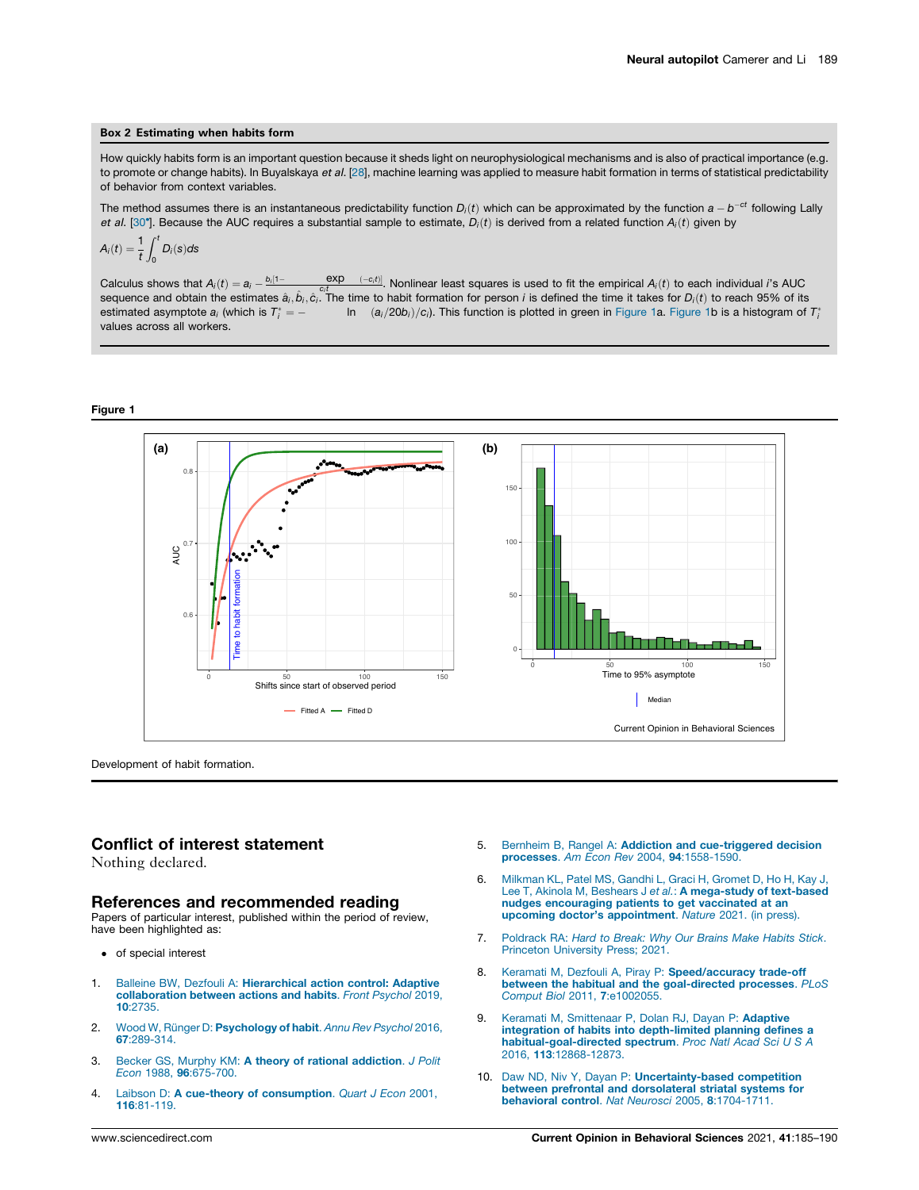**Box 2 Estimating when habits form**

How quickly habits form is an important question because it sheds light on neurophysiological mechanisms and is also of practical importance (e.g. to promote or change habits). In Buyalskaya *et al.* [28], machine learning was applied to measure habit formation in terms of statistical predictability of behavior from context variables.

The method assumes there is an instantaneous predictability function $D_i(t)$ which can be approximated by the function $a - b^{-ct}$ following Lally *et al.* [30*]. Because the AUC requires a substantial sample to estimate, $D_i(t)$ is derived from a related function $A_i(t)$ given by

$$A_i(t) = \frac{1}{t}\int_0^t D_i(s)ds$$

Calculus shows that $A_i(t) = a_i - \frac{b_i[1-\exp(-c_i t)]}{c_i t}$. Nonlinear least squares is used to fit the empirical $A_i(t)$ to each individual $i$'s AUC sequence and obtain the estimates $\hat{a}_i, \hat{b}_i, \hat{c}_i$. The time to habit formation for person $i$ is defined the time it takes for $D_i(t)$ to reach 95% of its estimated asymptote $a_i$ (which is $T_i^* = -\ln(a_i/20b_i)/c_i$). This function is plotted in green in Figure 1a. Figure 1b is a histogram of $T_i^*$ values across all workers.

**Figure 1**

Development of habit formation.

## Conflict of interest statement

Nothing declared.

## References and recommended reading

Papers of particular interest, published within the period of review, have been highlighted as:

- of special interest

1. Balleine BW, Dezfouli A: **Hierarchical action control: Adaptive collaboration between actions and habits**. *Front Psychol* 2019, **10**:2735.
2. Wood W, Rünger D: **Psychology of habit**. *Annu Rev Psychol* 2016, **67**:289-314.
3. Becker GS, Murphy KM: **A theory of rational addiction**. *J Polit Econ* 1988, **96**:675-700.
4. Laibson D: **A cue-theory of consumption**. *Quart J Econ* 2001, **116**:81-119.
5. Bernheim B, Rangel A: **Addiction and cue-triggered decision processes**. *Am Econ Rev* 2004, **94**:1558-1590.
6. Milkman KL, Patel MS, Gandhi L, Graci H, Gromet D, Ho H, Kay J, Lee T, Akinola M, Beshears J *et al.*: **A mega-study of text-based nudges encouraging patients to get vaccinated at an upcoming doctor's appointment**. *Nature* 2021. (in press).
7. Poldrack RA: *Hard to Break: Why Our Brains Make Habits Stick*. Princeton University Press; 2021.
8. Keramati M, Dezfouli A, Piray P: **Speed/accuracy trade-off between the habitual and the goal-directed processes**. *PLoS Comput Biol* 2011, **7**:e1002055.
9. Keramati M, Smittenaar P, Dolan RJ, Dayan P: **Adaptive integration of habits into depth-limited planning defines a habitual-goal-directed spectrum**. *Proc Natl Acad Sci U S A* 2016, **113**:12868-12873.
10. Daw ND, Niv Y, Dayan P: **Uncertainty-based competition between prefrontal and dorsolateral striatal systems for behavioral control**. *Nat Neurosci* 2005, **8**:1704-1711.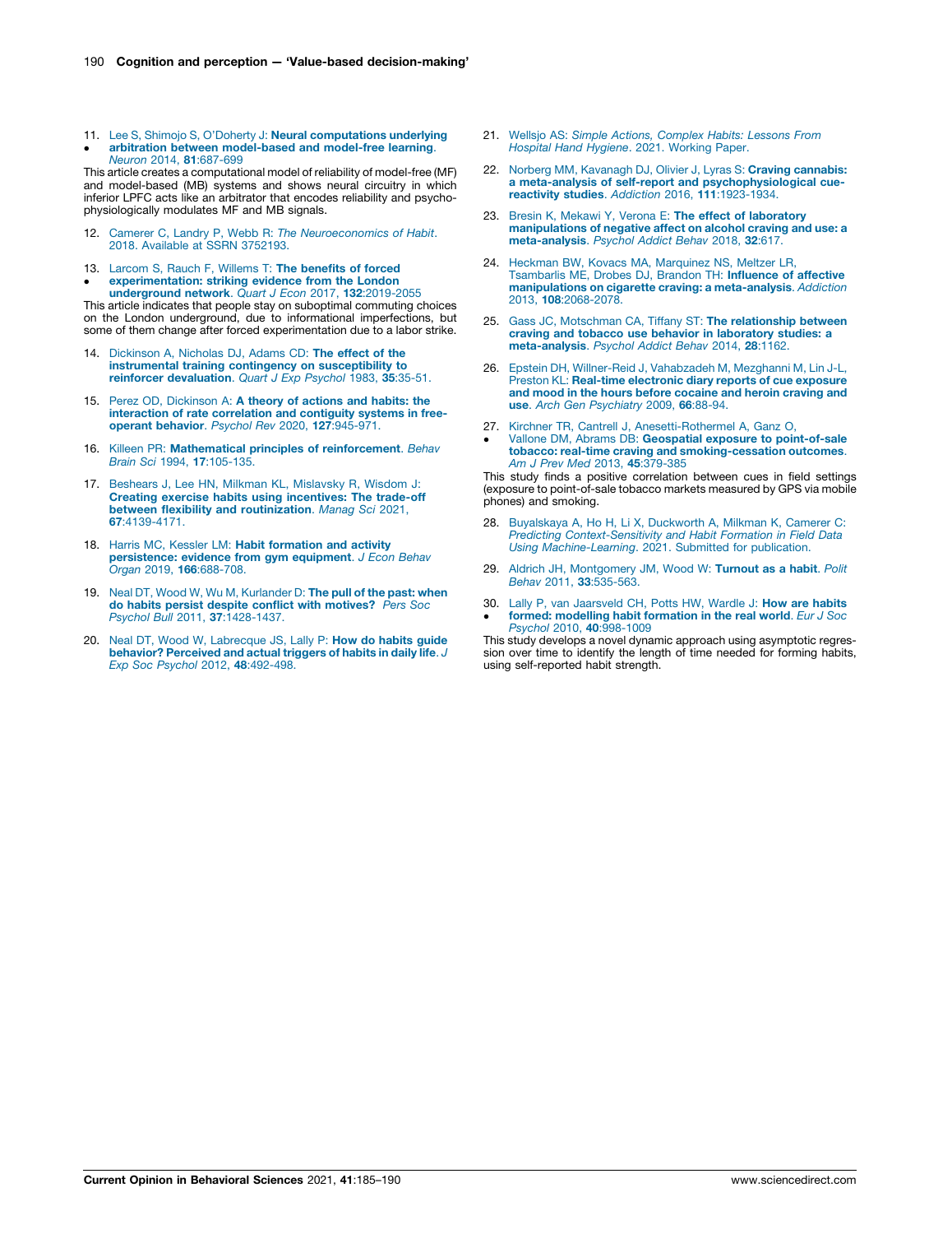11. • Lee S, Shimojo S, O'Doherty J: **Neural computations underlying arbitration between model-based and model-free learning**. *Neuron* 2014, **81**:687-699

This article creates a computational model of reliability of model-free (MF) and model-based (MB) systems and shows neural circuitry in which inferior LPFC acts like an arbitrator that encodes reliability and psychophysiologically modulates MF and MB signals.

12. Camerer C, Landry P, Webb R: *The Neuroeconomics of Habit*. 2018. Available at SSRN 3752193.

13. • Larcom S, Rauch F, Willems T: **The benefits of forced experimentation: striking evidence from the London underground network**. *Quart J Econ* 2017, **132**:2019-2055

This article indicates that people stay on suboptimal commuting choices on the London underground, due to informational imperfections, but some of them change after forced experimentation due to a labor strike.

14. Dickinson A, Nicholas DJ, Adams CD: **The effect of the instrumental training contingency on susceptibility to reinforcer devaluation**. *Quart J Exp Psychol* 1983, **35**:35-51.

15. Perez OD, Dickinson A: **A theory of actions and habits: the interaction of rate correlation and contiguity systems in free-operant behavior**. *Psychol Rev* 2020, **127**:945-971.

16. Killeen PR: **Mathematical principles of reinforcement**. *Behav Brain Sci* 1994, **17**:105-135.

17. Beshears J, Lee HN, Milkman KL, Mislavsky R, Wisdom J: **Creating exercise habits using incentives: The trade-off between flexibility and routinization**. *Manag Sci* 2021, **67**:4139-4171.

18. Harris MC, Kessler LM: **Habit formation and activity persistence: evidence from gym equipment**. *J Econ Behav Organ* 2019, **166**:688-708.

19. Neal DT, Wood W, Wu M, Kurlander D: **The pull of the past: when do habits persist despite conflict with motives?** *Pers Soc Psychol Bull* 2011, **37**:1428-1437.

20. Neal DT, Wood W, Labrecque JS, Lally P: **How do habits guide behavior? Perceived and actual triggers of habits in daily life**. *J Exp Soc Psychol* 2012, **48**:492-498.

21. Wellsjo AS: *Simple Actions, Complex Habits: Lessons From Hospital Hand Hygiene*. 2021. Working Paper.

22. Norberg MM, Kavanagh DJ, Olivier J, Lyras S: **Craving cannabis: a meta-analysis of self-report and psychophysiological cue-reactivity studies**. *Addiction* 2016, **111**:1923-1934.

23. Bresin K, Mekawi Y, Verona E: **The effect of laboratory manipulations of negative affect on alcohol craving and use: a meta-analysis**. *Psychol Addict Behav* 2018, **32**:617.

24. Heckman BW, Kovacs MA, Marquinez NS, Meltzer LR, Tsambarlis ME, Drobes DJ, Brandon TH: **Influence of affective manipulations on cigarette craving: a meta-analysis**. *Addiction* 2013, **108**:2068-2078.

25. Gass JC, Motschman CA, Tiffany ST: **The relationship between craving and tobacco use behavior in laboratory studies: a meta-analysis**. *Psychol Addict Behav* 2014, **28**:1162.

26. Epstein DH, Willner-Reid J, Vahabzadeh M, Mezghanni M, Lin J-L, Preston KL: **Real-time electronic diary reports of cue exposure and mood in the hours before cocaine and heroin craving and use**. *Arch Gen Psychiatry* 2009, **66**:88-94.

27. • Kirchner TR, Cantrell J, Anesetti-Rothermel A, Ganz O, Vallone DM, Abrams DB: **Geospatial exposure to point-of-sale tobacco: real-time craving and smoking-cessation outcomes**. *Am J Prev Med* 2013, **45**:379-385

This study finds a positive correlation between cues in field settings (exposure to point-of-sale tobacco markets measured by GPS via mobile phones) and smoking.

28. Buyalskaya A, Ho H, Li X, Duckworth A, Milkman K, Camerer C: *Predicting Context-Sensitivity and Habit Formation in Field Data Using Machine-Learning*. 2021. Submitted for publication.

29. Aldrich JH, Montgomery JM, Wood W: **Turnout as a habit**. *Polit Behav* 2011, **33**:535-563.

30. • Lally P, van Jaarsveld CH, Potts HW, Wardle J: **How are habits formed: modelling habit formation in the real world**. *Eur J Soc Psychol* 2010, **40**:998-1009

This study develops a novel dynamic approach using asymptotic regression over time to identify the length of time needed for forming habits, using self-reported habit strength.